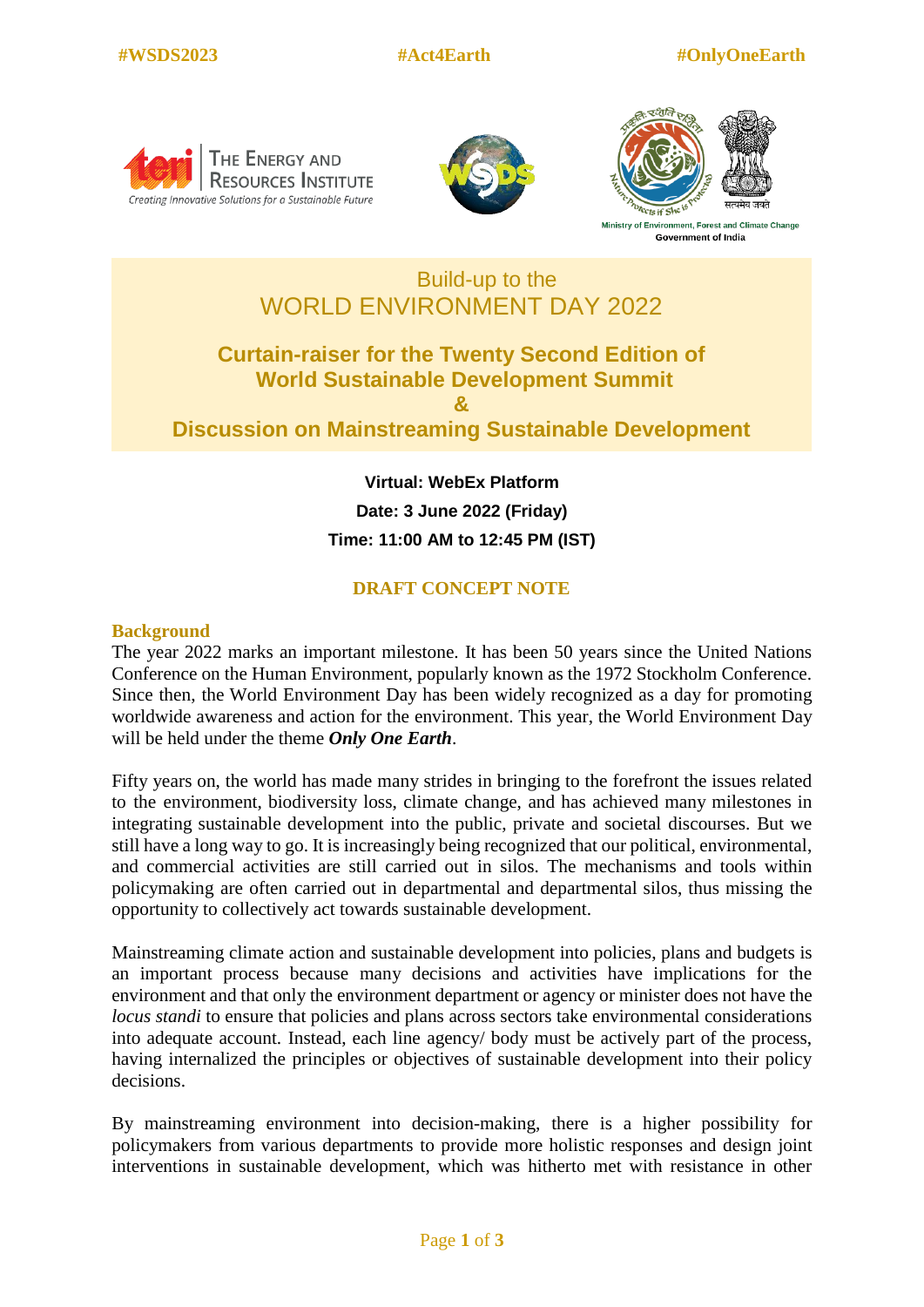#WSDS2023 #Act4Earth #OnlyOneEarth

THE ENERGY AND RESOURCES INSTITUTE
Creating Innovative Solutions for a Sustainable Future

Ministry of Environment, Forest and Climate Change
Government of India

# Build-up to the WORLD ENVIRONMENT DAY 2022

## Curtain-raiser for the Twenty Second Edition of World Sustainable Development Summit & Discussion on Mainstreaming Sustainable Development

**Virtual: WebEx Platform**

**Date: 3 June 2022 (Friday)**

**Time: 11:00 AM to 12:45 PM (IST)**

## DRAFT CONCEPT NOTE

### Background

The year 2022 marks an important milestone. It has been 50 years since the United Nations Conference on the Human Environment, popularly known as the 1972 Stockholm Conference. Since then, the World Environment Day has been widely recognized as a day for promoting worldwide awareness and action for the environment. This year, the World Environment Day will be held under the theme ***Only One Earth***.

Fifty years on, the world has made many strides in bringing to the forefront the issues related to the environment, biodiversity loss, climate change, and has achieved many milestones in integrating sustainable development into the public, private and societal discourses. But we still have a long way to go. It is increasingly being recognized that our political, environmental, and commercial activities are still carried out in silos. The mechanisms and tools within policymaking are often carried out in departmental and departmental silos, thus missing the opportunity to collectively act towards sustainable development.

Mainstreaming climate action and sustainable development into policies, plans and budgets is an important process because many decisions and activities have implications for the environment and that only the environment department or agency or minister does not have the *locus standi* to ensure that policies and plans across sectors take environmental considerations into adequate account. Instead, each line agency/ body must be actively part of the process, having internalized the principles or objectives of sustainable development into their policy decisions.

By mainstreaming environment into decision-making, there is a higher possibility for policymakers from various departments to provide more holistic responses and design joint interventions in sustainable development, which was hitherto met with resistance in other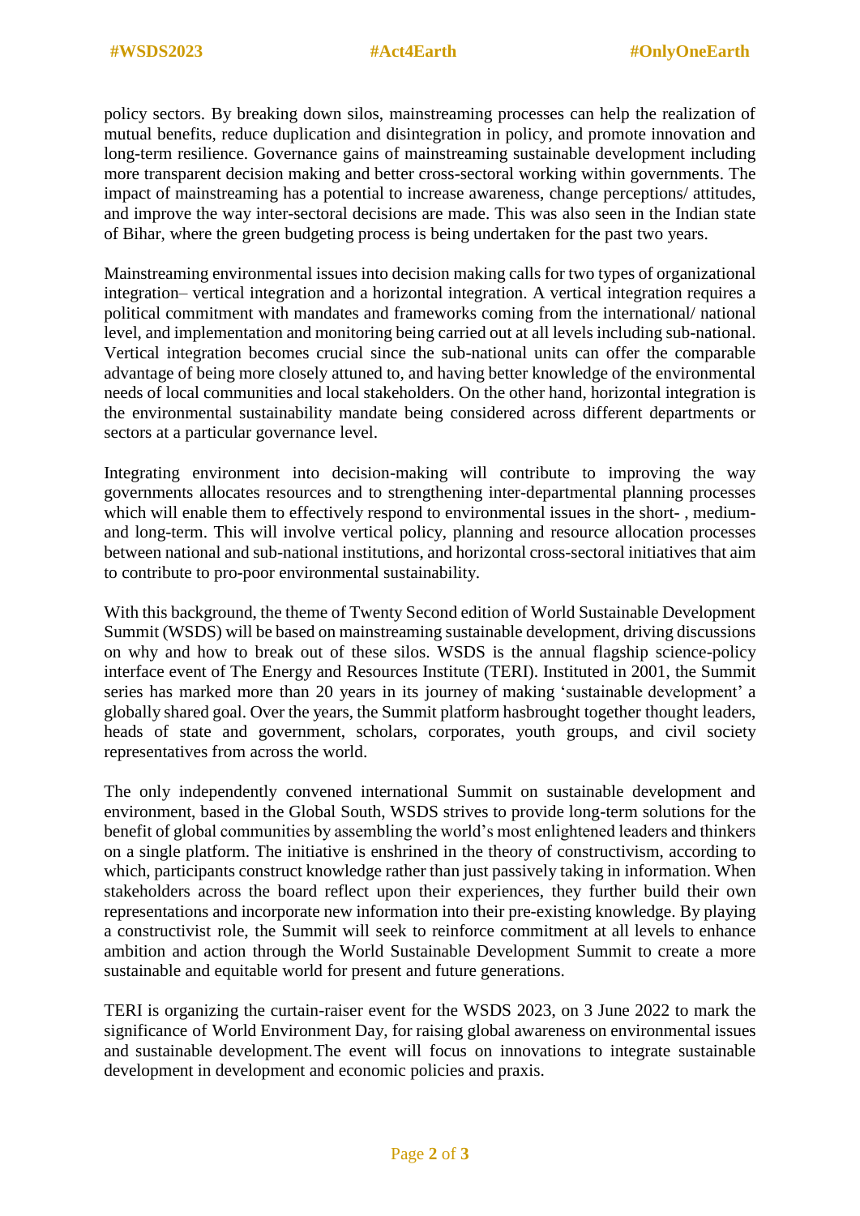policy sectors. By breaking down silos, mainstreaming processes can help the realization of mutual benefits, reduce duplication and disintegration in policy, and promote innovation and long-term resilience. Governance gains of mainstreaming sustainable development including more transparent decision making and better cross-sectoral working within governments. The impact of mainstreaming has a potential to increase awareness, change perceptions/ attitudes, and improve the way inter-sectoral decisions are made. This was also seen in the Indian state of Bihar, where the green budgeting process is being undertaken for the past two years.

Mainstreaming environmental issues into decision making calls for two types of organizational integration– vertical integration and a horizontal integration. A vertical integration requires a political commitment with mandates and frameworks coming from the international/ national level, and implementation and monitoring being carried out at all levels including sub-national. Vertical integration becomes crucial since the sub-national units can offer the comparable advantage of being more closely attuned to, and having better knowledge of the environmental needs of local communities and local stakeholders. On the other hand, horizontal integration is the environmental sustainability mandate being considered across different departments or sectors at a particular governance level.

Integrating environment into decision-making will contribute to improving the way governments allocates resources and to strengthening inter-departmental planning processes which will enable them to effectively respond to environmental issues in the short- , medium- and long-term. This will involve vertical policy, planning and resource allocation processes between national and sub-national institutions, and horizontal cross-sectoral initiatives that aim to contribute to pro-poor environmental sustainability.

With this background, the theme of Twenty Second edition of World Sustainable Development Summit (WSDS) will be based on mainstreaming sustainable development, driving discussions on why and how to break out of these silos. WSDS is the annual flagship science-policy interface event of The Energy and Resources Institute (TERI). Instituted in 2001, the Summit series has marked more than 20 years in its journey of making 'sustainable development' a globally shared goal. Over the years, the Summit platform hasbrought together thought leaders, heads of state and government, scholars, corporates, youth groups, and civil society representatives from across the world.

The only independently convened international Summit on sustainable development and environment, based in the Global South, WSDS strives to provide long-term solutions for the benefit of global communities by assembling the world's most enlightened leaders and thinkers on a single platform. The initiative is enshrined in the theory of constructivism, according to which, participants construct knowledge rather than just passively taking in information. When stakeholders across the board reflect upon their experiences, they further build their own representations and incorporate new information into their pre-existing knowledge. By playing a constructivist role, the Summit will seek to reinforce commitment at all levels to enhance ambition and action through the World Sustainable Development Summit to create a more sustainable and equitable world for present and future generations.

TERI is organizing the curtain-raiser event for the WSDS 2023, on 3 June 2022 to mark the significance of World Environment Day, for raising global awareness on environmental issues and sustainable development.The event will focus on innovations to integrate sustainable development in development and economic policies and praxis.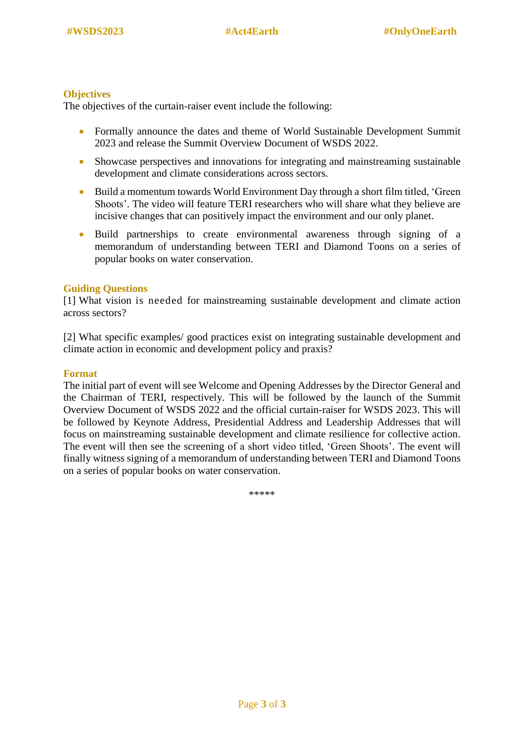## Objectives

The objectives of the curtain-raiser event include the following:

- Formally announce the dates and theme of World Sustainable Development Summit 2023 and release the Summit Overview Document of WSDS 2022.
- Showcase perspectives and innovations for integrating and mainstreaming sustainable development and climate considerations across sectors.
- Build a momentum towards World Environment Day through a short film titled, 'Green Shoots'. The video will feature TERI researchers who will share what they believe are incisive changes that can positively impact the environment and our only planet.
- Build partnerships to create environmental awareness through signing of a memorandum of understanding between TERI and Diamond Toons on a series of popular books on water conservation.

## Guiding Questions

[1] What vision is needed for mainstreaming sustainable development and climate action across sectors?

[2] What specific examples/ good practices exist on integrating sustainable development and climate action in economic and development policy and praxis?

## Format

The initial part of event will see Welcome and Opening Addresses by the Director General and the Chairman of TERI, respectively. This will be followed by the launch of the Summit Overview Document of WSDS 2022 and the official curtain-raiser for WSDS 2023. This will be followed by Keynote Address, Presidential Address and Leadership Addresses that will focus on mainstreaming sustainable development and climate resilience for collective action. The event will then see the screening of a short video titled, 'Green Shoots'. The event will finally witness signing of a memorandum of understanding between TERI and Diamond Toons on a series of popular books on water conservation.

*****